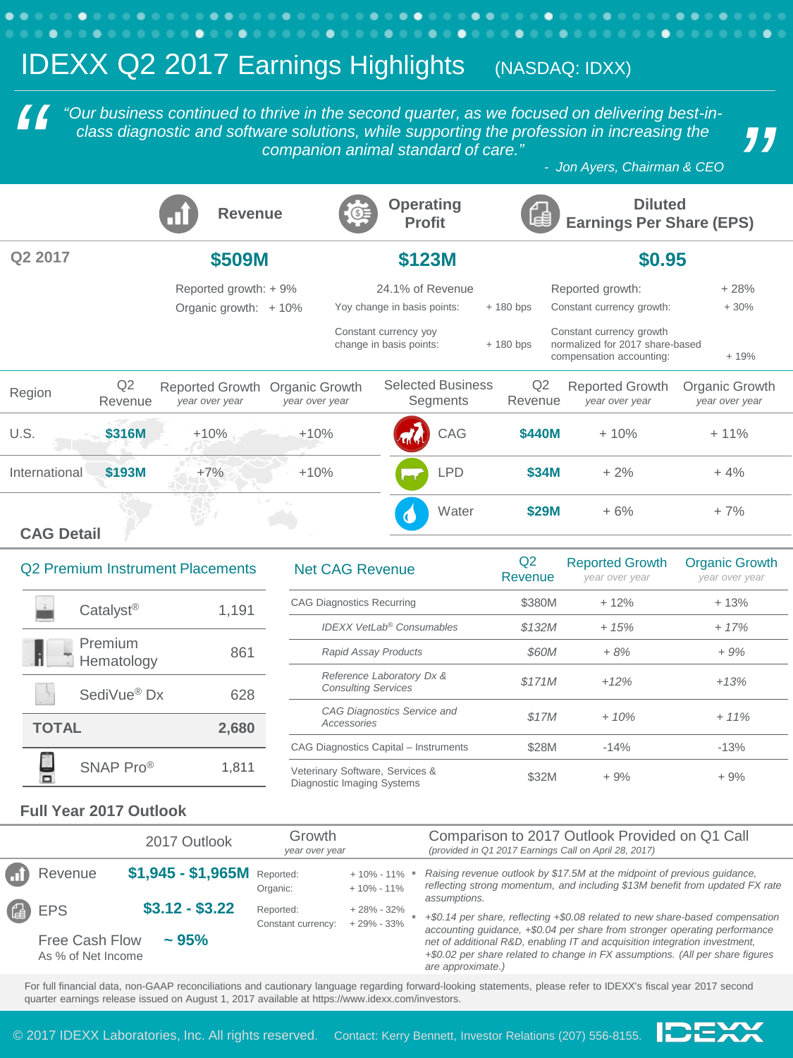# IDEXX Q2 2017 Earnings Highlights (NASDAQ: IDXX)

> *"Our business continued to thrive in the second quarter, as we focused on delivering best-in-class diagnostic and software solutions, while supporting the profession in increasing the companion animal standard of care."*
>
> *- Jon Ayers, Chairman & CEO*

| | Revenue | Operating Profit | Diluted Earnings Per Share (EPS) |
|---|---|---|---|
| Q2 2017 | **$509M** | **$123M** | **$0.95** |
| | Reported growth: + 9% | 24.1% of Revenue | Reported growth: + 28% |
| | Organic growth: + 10% | Yoy change in basis points: + 180 bps | Constant currency growth: + 30% |
| | | Constant currency yoy change in basis points: + 180 bps | Constant currency growth normalized for 2017 share-based compensation accounting: + 19% |

| Region | Q2 Revenue | Reported Growth *year over year* | Organic Growth *year over year* |
|---|---|---|---|
| U.S. | **$316M** | +10% | +10% |
| International | **$193M** | +7% | +10% |

| Selected Business Segments | Q2 Revenue | Reported Growth *year over year* | Organic Growth *year over year* |
|---|---|---|---|
| CAG | **$440M** | + 10% | + 11% |
| LPD | **$34M** | + 2% | + 4% |
| Water | **$29M** | + 6% | + 7% |

## CAG Detail

| Q2 Premium Instrument Placements | |
|---|---|
| Catalyst® | 1,191 |
| Premium Hematology | 861 |
| SediVue® Dx | 628 |
| **TOTAL** | **2,680** |
| SNAP Pro® | 1,811 |

| Net CAG Revenue | Q2 Revenue | Reported Growth *year over year* | Organic Growth *year over year* |
|---|---|---|---|
| CAG Diagnostics Recurring | $380M | + 12% | + 13% |
| *IDEXX VetLab® Consumables* | *$132M* | *+ 15%* | *+ 17%* |
| *Rapid Assay Products* | *$60M* | *+ 8%* | *+ 9%* |
| *Reference Laboratory Dx & Consulting Services* | *$171M* | *+12%* | *+13%* |
| *CAG Diagnostics Service and Accessories* | *$17M* | *+ 10%* | *+ 11%* |
| CAG Diagnostics Capital – Instruments | $28M | -14% | -13% |
| Veterinary Software, Services & Diagnostic Imaging Systems | $32M | + 9% | + 9% |

## Full Year 2017 Outlook

| | 2017 Outlook | Growth *year over year* | | Comparison to 2017 Outlook Provided on Q1 Call *(provided in Q1 2017 Earnings Call on April 28, 2017)* |
|---|---|---|---|---|
| Revenue | **$1,945 - $1,965M** | Reported: | + 10% - 11% | Raising revenue outlook by $17.5M at the midpoint of previous guidance, reflecting strong momentum, and including $13M benefit from updated FX rate assumptions. |
| | | Organic: | + 10% - 11% | |
| EPS | **$3.12 - $3.22** | Reported: | + 28% - 32% | +$0.14 per share, reflecting +$0.08 related to new share-based compensation accounting guidance, +$0.04 per share from stronger operating performance net of additional R&D, enabling IT and acquisition integration investment, +$0.02 per share related to change in FX assumptions. (All per share figures are approximate.) |
| | | Constant currency: | + 29% - 33% | |
| Free Cash Flow As % of Net Income | **~ 95%** | | | |

For full financial data, non-GAAP reconciliations and cautionary language regarding forward-looking statements, please refer to IDEXX's fiscal year 2017 second quarter earnings release issued on August 1, 2017 available at https://www.idexx.com/investors.

© 2017 IDEXX Laboratories, Inc. All rights reserved. Contact: Kerry Bennett, Investor Relations (207) 556-8155.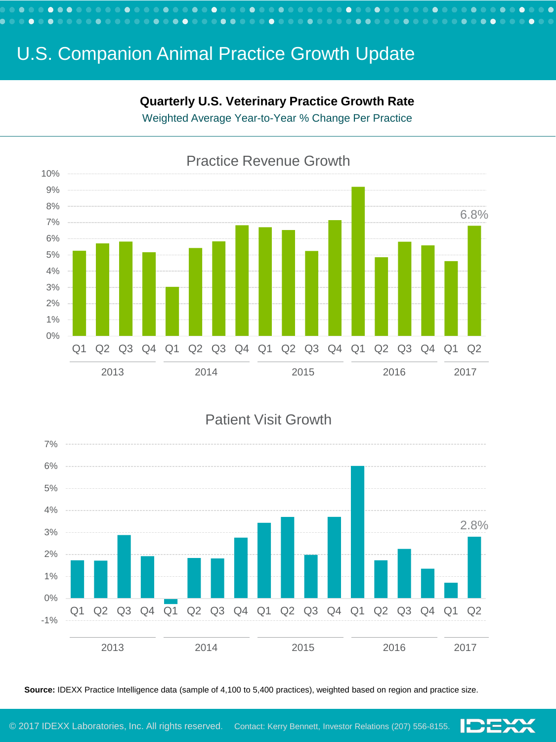# U.S. Companion Animal Practice Growth Update

**Quarterly U.S. Veterinary Practice Growth Rate**

Weighted Average Year-to-Year % Change Per Practice

Practice Revenue Growth

10%
9%
8%
7%
6%
5%
4%
3%
2%
1%
0%

6.8%

Q1 Q2 Q3 Q4 Q1 Q2 Q3 Q4 Q1 Q2 Q3 Q4 Q1 Q2 Q3 Q4 Q1 Q2

2013 2014 2015 2016 2017

Patient Visit Growth

7%
6%
5%
4%
3%
2%
1%
0%
-1%

2.8%

Q1 Q2 Q3 Q4 Q1 Q2 Q3 Q4 Q1 Q2 Q3 Q4 Q1 Q2 Q3 Q4 Q1 Q2

2013 2014 2015 2016 2017

**Source:** IDEXX Practice Intelligence data (sample of 4,100 to 5,400 practices), weighted based on region and practice size.

© 2017 IDEXX Laboratories, Inc. All rights reserved. Contact: Kerry Bennett, Investor Relations (207) 556-8155.